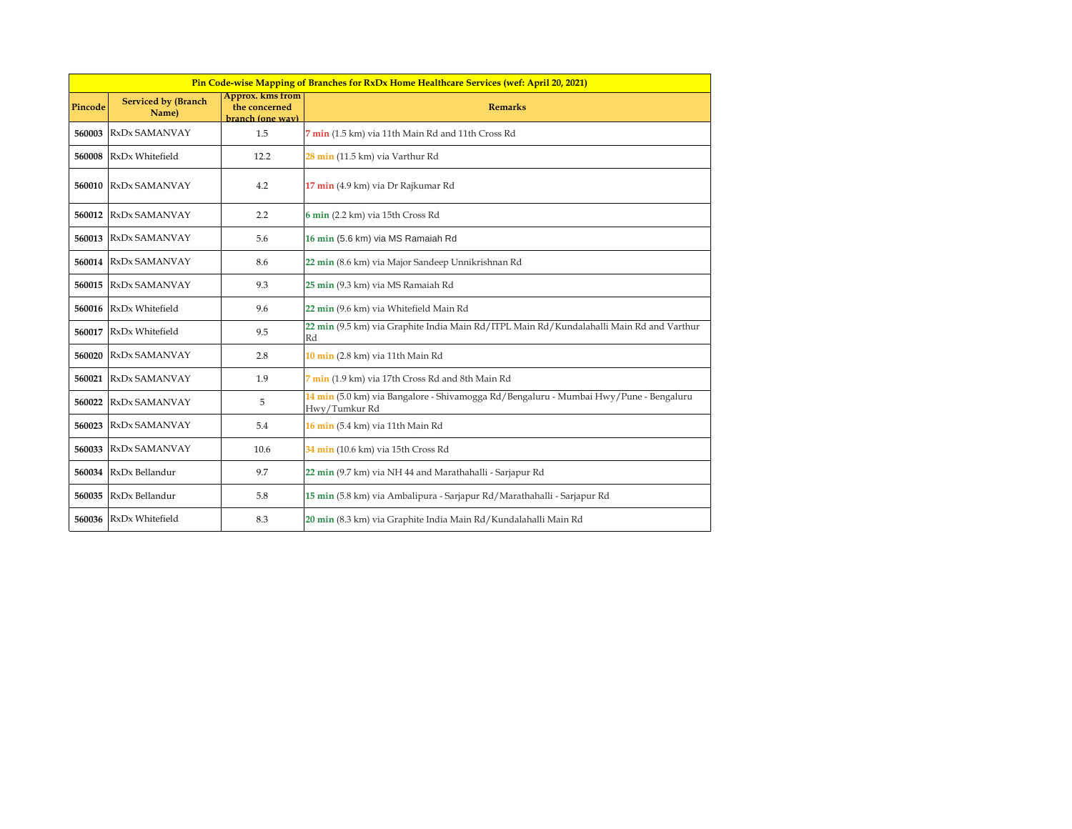| Pin Code-wise Mapping of Branches for RxDx Home Healthcare Services (wef: April 20, 2021) | | | |
|---|---|---|---|
| **Pincode** | **Serviced by (Branch Name)** | **Approx. kms from the concerned branch (one way)** | **Remarks** |
| **560003** | RxDx SAMANVAY | 1.5 | **7 min** (1.5 km) via 11th Main Rd and 11th Cross Rd |
| **560008** | RxDx Whitefield | 12.2 | **28 min** (11.5 km) via Varthur Rd |
| **560010** | RxDx SAMANVAY | 4.2 | **17 min** (4.9 km) via Dr Rajkumar Rd |
| **560012** | RxDx SAMANVAY | 2.2 | **6 min** (2.2 km) via 15th Cross Rd |
| **560013** | RxDx SAMANVAY | 5.6 | **16 min** (5.6 km) via MS Ramaiah Rd |
| **560014** | RxDx SAMANVAY | 8.6 | **22 min** (8.6 km) via Major Sandeep Unnikrishnan Rd |
| **560015** | RxDx SAMANVAY | 9.3 | **25 min** (9.3 km) via MS Ramaiah Rd |
| **560016** | RxDx Whitefield | 9.6 | **22 min** (9.6 km) via Whitefield Main Rd |
| **560017** | RxDx Whitefield | 9.5 | **22 min** (9.5 km) via Graphite India Main Rd/ITPL Main Rd/Kundalahalli Main Rd and Varthur Rd |
| **560020** | RxDx SAMANVAY | 2.8 | **10 min** (2.8 km) via 11th Main Rd |
| **560021** | RxDx SAMANVAY | 1.9 | **7 min** (1.9 km) via 17th Cross Rd and 8th Main Rd |
| **560022** | RxDx SAMANVAY | 5 | **14 min** (5.0 km) via Bangalore - Shivamogga Rd/Bengaluru - Mumbai Hwy/Pune - Bengaluru Hwy/Tumkur Rd |
| **560023** | RxDx SAMANVAY | 5.4 | **16 min** (5.4 km) via 11th Main Rd |
| **560033** | RxDx SAMANVAY | 10.6 | **34 min** (10.6 km) via 15th Cross Rd |
| **560034** | RxDx Bellandur | 9.7 | **22 min** (9.7 km) via NH 44 and Marathahalli - Sarjapur Rd |
| **560035** | RxDx Bellandur | 5.8 | **15 min** (5.8 km) via Ambalipura - Sarjapur Rd/Marathahalli - Sarjapur Rd |
| **560036** | RxDx Whitefield | 8.3 | **20 min** (8.3 km) via Graphite India Main Rd/Kundalahalli Main Rd |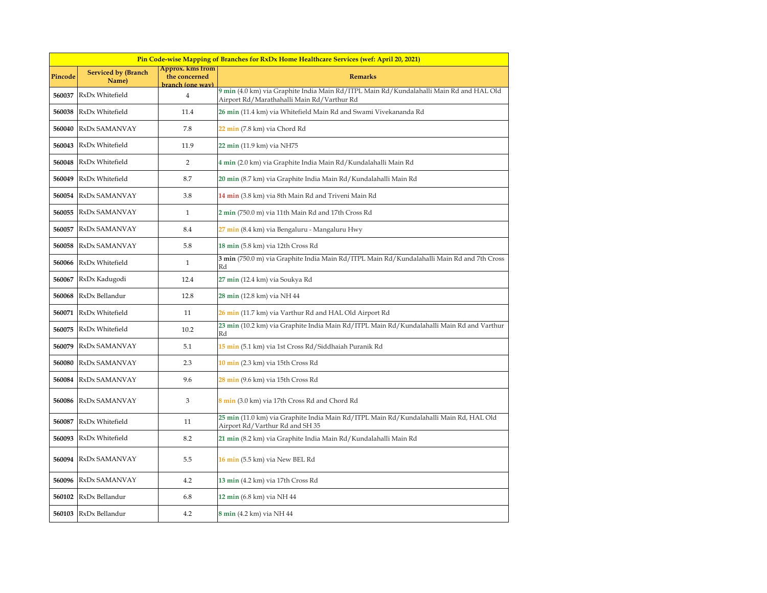| Pin Code-wise Mapping of Branches for RxDx Home Healthcare Services (wef: April 20, 2021) | | | |
|---|---|---|---|
| **Pincode** | **Serviced by (Branch Name)** | **Approx. kms from the concerned branch (one way)** | **Remarks** |
| **560037** | RxDx Whitefield | 4 | **9 min** (4.0 km) via Graphite India Main Rd/ITPL Main Rd/Kundalahalli Main Rd and HAL Old Airport Rd/Marathahalli Main Rd/Varthur Rd |
| **560038** | RxDx Whitefield | 11.4 | **26 min** (11.4 km) via Whitefield Main Rd and Swami Vivekananda Rd |
| **560040** | RxDx SAMANVAY | 7.8 | **22 min** (7.8 km) via Chord Rd |
| **560043** | RxDx Whitefield | 11.9 | **22 min** (11.9 km) via NH75 |
| **560048** | RxDx Whitefield | 2 | **4 min** (2.0 km) via Graphite India Main Rd/Kundalahalli Main Rd |
| **560049** | RxDx Whitefield | 8.7 | **20 min** (8.7 km) via Graphite India Main Rd/Kundalahalli Main Rd |
| **560054** | RxDx SAMANVAY | 3.8 | **14 min** (3.8 km) via 8th Main Rd and Triveni Main Rd |
| **560055** | RxDx SAMANVAY | 1 | **2 min** (750.0 m) via 11th Main Rd and 17th Cross Rd |
| **560057** | RxDx SAMANVAY | 8.4 | **27 min** (8.4 km) via Bengaluru - Mangaluru Hwy |
| **560058** | RxDx SAMANVAY | 5.8 | **18 min** (5.8 km) via 12th Cross Rd |
| **560066** | RxDx Whitefield | 1 | **3 min** (750.0 m) via Graphite India Main Rd/ITPL Main Rd/Kundalahalli Main Rd and 7th Cross Rd |
| **560067** | RxDx Kadugodi | 12.4 | **27 min** (12.4 km) via Soukya Rd |
| **560068** | RxDx Bellandur | 12.8 | **28 min** (12.8 km) via NH 44 |
| **560071** | RxDx Whitefield | 11 | **26 min** (11.7 km) via Varthur Rd and HAL Old Airport Rd |
| **560075** | RxDx Whitefield | 10.2 | **23 min** (10.2 km) via Graphite India Main Rd/ITPL Main Rd/Kundalahalli Main Rd and Varthur Rd |
| **560079** | RxDx SAMANVAY | 5.1 | **15 min** (5.1 km) via 1st Cross Rd/Siddhaiah Puranik Rd |
| **560080** | RxDx SAMANVAY | 2.3 | **10 min** (2.3 km) via 15th Cross Rd |
| **560084** | RxDx SAMANVAY | 9.6 | **28 min** (9.6 km) via 15th Cross Rd |
| **560086** | RxDx SAMANVAY | 3 | **8 min** (3.0 km) via 17th Cross Rd and Chord Rd |
| **560087** | RxDx Whitefield | 11 | **25 min** (11.0 km) via Graphite India Main Rd/ITPL Main Rd/Kundalahalli Main Rd, HAL Old Airport Rd/Varthur Rd and SH 35 |
| **560093** | RxDx Whitefield | 8.2 | **21 min** (8.2 km) via Graphite India Main Rd/Kundalahalli Main Rd |
| **560094** | RxDx SAMANVAY | 5.5 | **16 min** (5.5 km) via New BEL Rd |
| **560096** | RxDx SAMANVAY | 4.2 | **13 min** (4.2 km) via 17th Cross Rd |
| **560102** | RxDx Bellandur | 6.8 | **12 min** (6.8 km) via NH 44 |
| **560103** | RxDx Bellandur | 4.2 | **8 min** (4.2 km) via NH 44 |